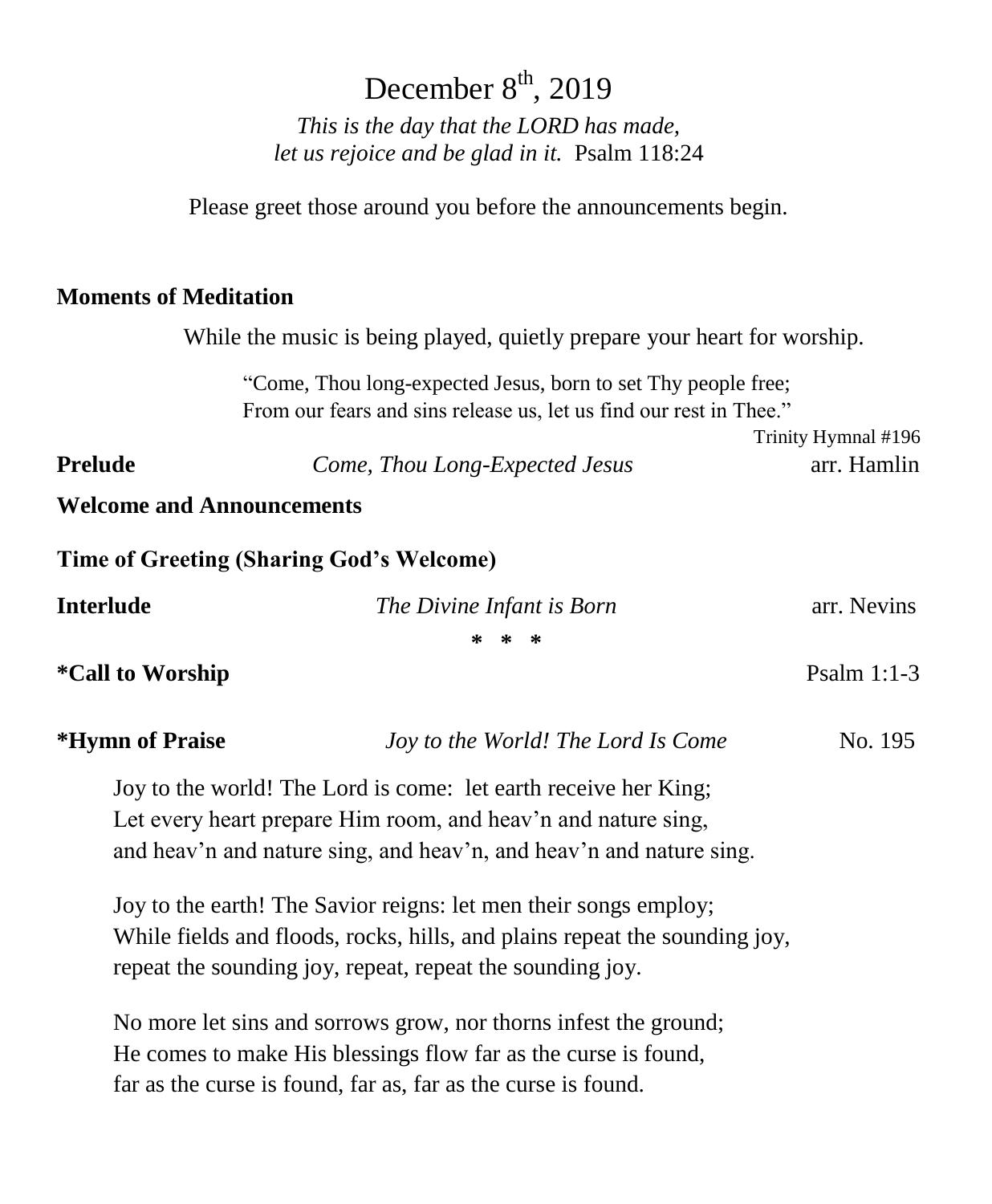# December 8th, 2019

*This is the day that the LORD has made,*
*let us rejoice and be glad in it.* Psalm 118:24

Please greet those around you before the announcements begin.

**Moments of Meditation**

While the music is being played, quietly prepare your heart for worship.

> "Come, Thou long-expected Jesus, born to set Thy people free;
> From our fears and sins release us, let us find our rest in Thee."
>
> Trinity Hymnal #196

**Prelude** *Come, Thou Long-Expected Jesus* arr. Hamlin

**Welcome and Announcements**

**Time of Greeting (Sharing God's Welcome)**

**Interlude** *The Divine Infant is Born* arr. Nevins

\* \* \*

**\*Call to Worship** Psalm 1:1-3

**\*Hymn of Praise** *Joy to the World! The Lord Is Come* No. 195

Joy to the world! The Lord is come: let earth receive her King;
Let every heart prepare Him room, and heav'n and nature sing,
and heav'n and nature sing, and heav'n, and heav'n and nature sing.

Joy to the earth! The Savior reigns: let men their songs employ;
While fields and floods, rocks, hills, and plains repeat the sounding joy,
repeat the sounding joy, repeat, repeat the sounding joy.

No more let sins and sorrows grow, nor thorns infest the ground;
He comes to make His blessings flow far as the curse is found,
far as the curse is found, far as, far as the curse is found.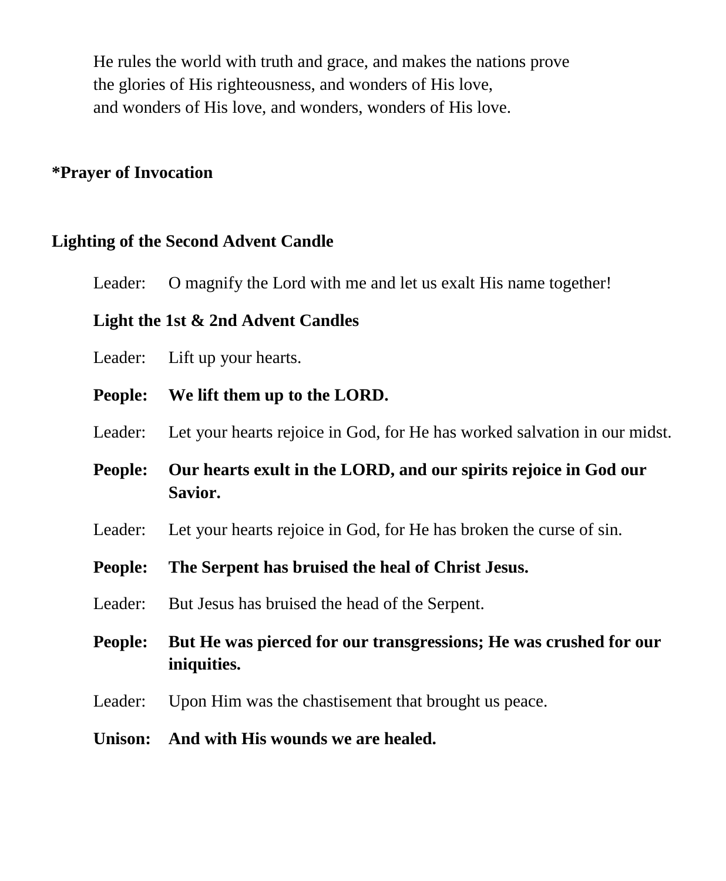He rules the world with truth and grace, and makes the nations prove
the glories of His righteousness, and wonders of His love,
and wonders of His love, and wonders, wonders of His love.

**\*Prayer of Invocation**

**Lighting of the Second Advent Candle**

Leader: O magnify the Lord with me and let us exalt His name together!

**Light the 1st & 2nd Advent Candles**

Leader: Lift up your hearts.

**People: We lift them up to the LORD.**

Leader: Let your hearts rejoice in God, for He has worked salvation in our midst.

**People: Our hearts exult in the LORD, and our spirits rejoice in God our Savior.**

Leader: Let your hearts rejoice in God, for He has broken the curse of sin.

**People: The Serpent has bruised the heal of Christ Jesus.**

Leader: But Jesus has bruised the head of the Serpent.

**People: But He was pierced for our transgressions; He was crushed for our iniquities.**

Leader: Upon Him was the chastisement that brought us peace.

**Unison: And with His wounds we are healed.**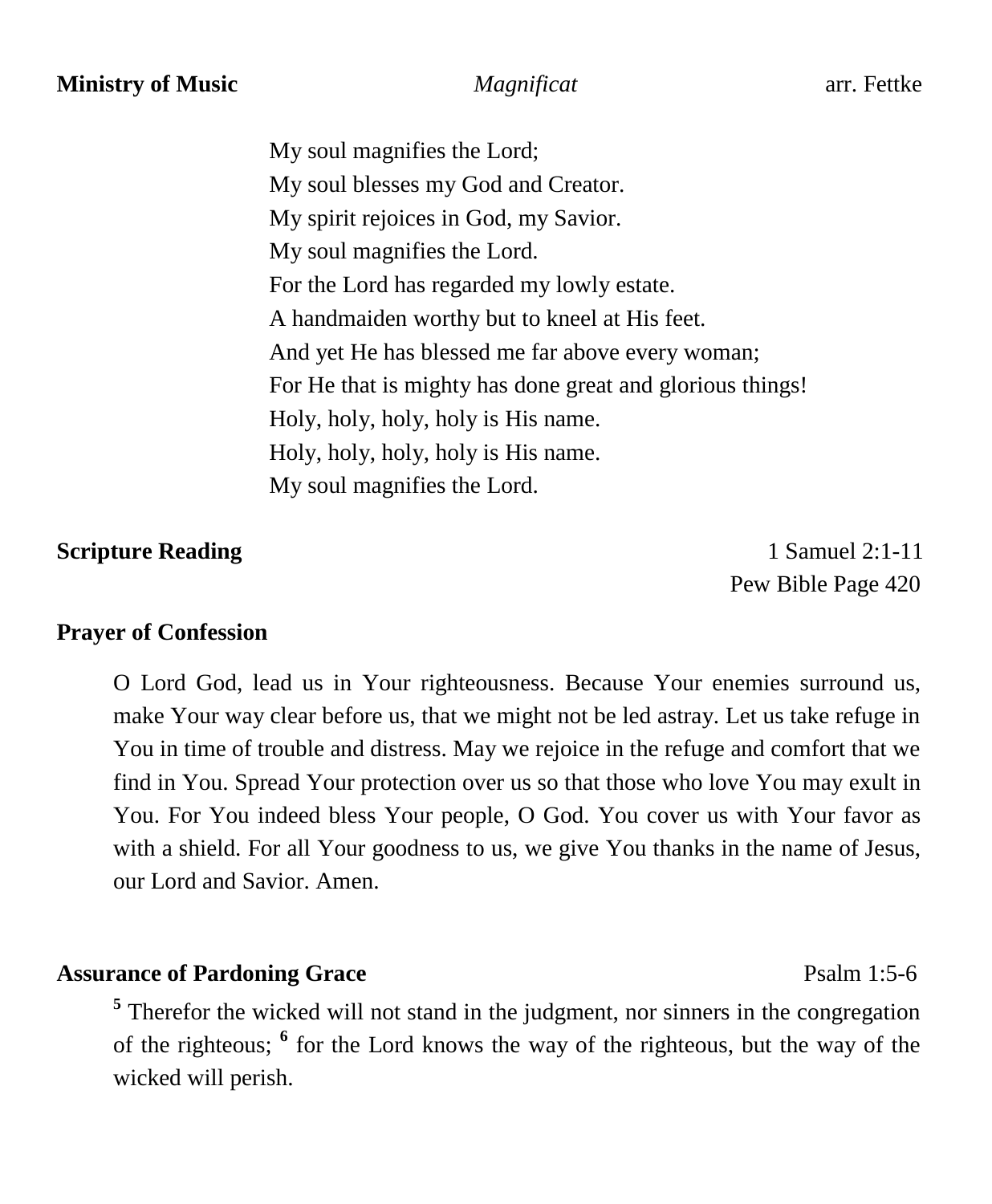**Ministry of Music** *Magnificat* arr. Fettke

My soul magnifies the Lord;
My soul blesses my God and Creator.
My spirit rejoices in God, my Savior.
My soul magnifies the Lord.
For the Lord has regarded my lowly estate.
A handmaiden worthy but to kneel at His feet.
And yet He has blessed me far above every woman;
For He that is mighty has done great and glorious things!
Holy, holy, holy, holy is His name.
Holy, holy, holy, holy is His name.
My soul magnifies the Lord.

**Scripture Reading** 1 Samuel 2:1-11
Pew Bible Page 420

**Prayer of Confession**

O Lord God, lead us in Your righteousness. Because Your enemies surround us, make Your way clear before us, that we might not be led astray. Let us take refuge in You in time of trouble and distress. May we rejoice in the refuge and comfort that we find in You. Spread Your protection over us so that those who love You may exult in You. For You indeed bless Your people, O God. You cover us with Your favor as with a shield. For all Your goodness to us, we give You thanks in the name of Jesus, our Lord and Savior. Amen.

**Assurance of Pardoning Grace** Psalm 1:5-6

[5] Therefor the wicked will not stand in the judgment, nor sinners in the congregation of the righteous; [6] for the Lord knows the way of the righteous, but the way of the wicked will perish.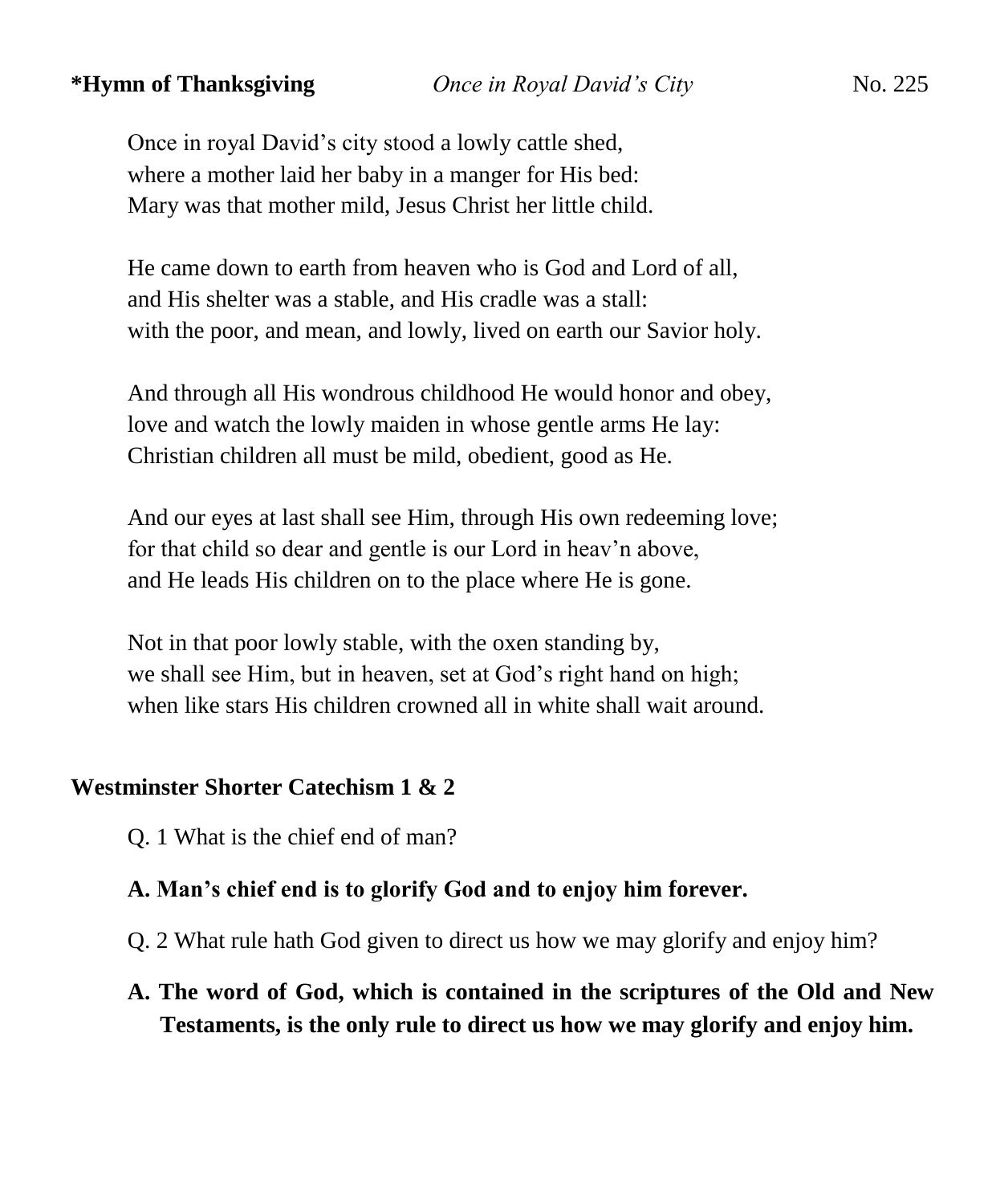**\*Hymn of Thanksgiving** *Once in Royal David's City* No. 225

Once in royal David's city stood a lowly cattle shed,
where a mother laid her baby in a manger for His bed:
Mary was that mother mild, Jesus Christ her little child.

He came down to earth from heaven who is God and Lord of all,
and His shelter was a stable, and His cradle was a stall:
with the poor, and mean, and lowly, lived on earth our Savior holy.

And through all His wondrous childhood He would honor and obey,
love and watch the lowly maiden in whose gentle arms He lay:
Christian children all must be mild, obedient, good as He.

And our eyes at last shall see Him, through His own redeeming love;
for that child so dear and gentle is our Lord in heav'n above,
and He leads His children on to the place where He is gone.

Not in that poor lowly stable, with the oxen standing by,
we shall see Him, but in heaven, set at God's right hand on high;
when like stars His children crowned all in white shall wait around.

**Westminster Shorter Catechism 1 & 2**

Q. 1 What is the chief end of man?

**A. Man's chief end is to glorify God and to enjoy him forever.**

Q. 2 What rule hath God given to direct us how we may glorify and enjoy him?

**A. The word of God, which is contained in the scriptures of the Old and New Testaments, is the only rule to direct us how we may glorify and enjoy him.**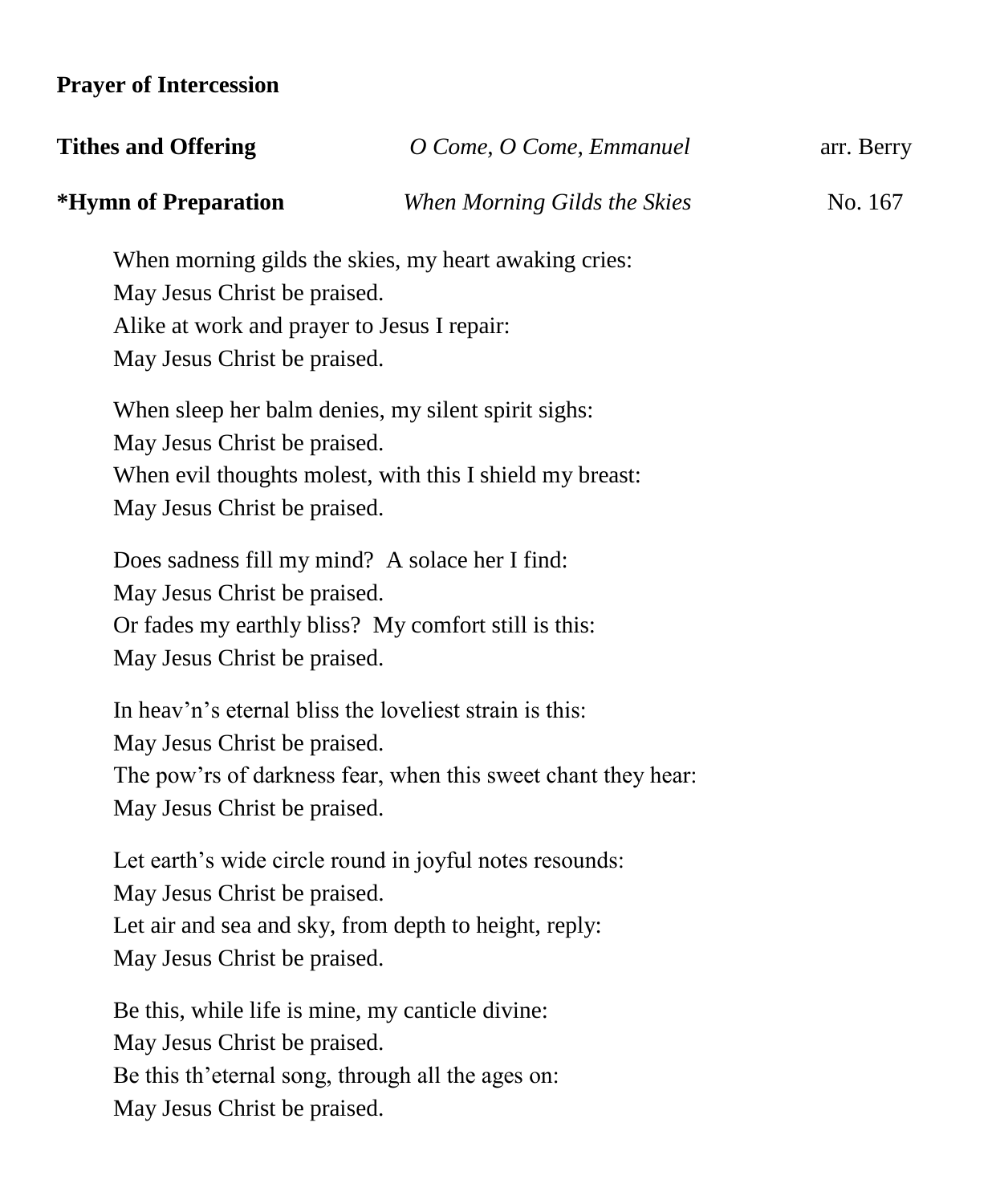**Prayer of Intercession**

**Tithes and Offering** *O Come, O Come, Emmanuel* arr. Berry

**\*Hymn of Preparation** *When Morning Gilds the Skies* No. 167

When morning gilds the skies, my heart awaking cries:
May Jesus Christ be praised.
Alike at work and prayer to Jesus I repair:
May Jesus Christ be praised.

When sleep her balm denies, my silent spirit sighs:
May Jesus Christ be praised.
When evil thoughts molest, with this I shield my breast:
May Jesus Christ be praised.

Does sadness fill my mind? A solace her I find:
May Jesus Christ be praised.
Or fades my earthly bliss? My comfort still is this:
May Jesus Christ be praised.

In heav'n's eternal bliss the loveliest strain is this:
May Jesus Christ be praised.
The pow'rs of darkness fear, when this sweet chant they hear:
May Jesus Christ be praised.

Let earth's wide circle round in joyful notes resounds:
May Jesus Christ be praised.
Let air and sea and sky, from depth to height, reply:
May Jesus Christ be praised.

Be this, while life is mine, my canticle divine:
May Jesus Christ be praised.
Be this th'eternal song, through all the ages on:
May Jesus Christ be praised.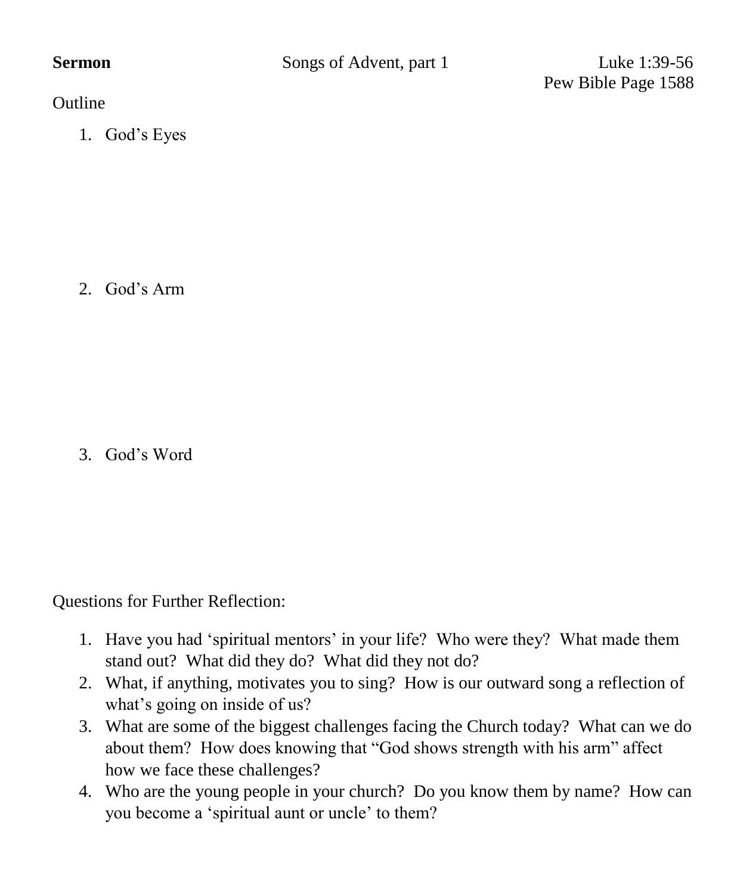**Sermon** Songs of Advent, part 1 Luke 1:39-56

Pew Bible Page 1588

Outline

1. God's Eyes

2. God's Arm

3. God's Word

Questions for Further Reflection:

1. Have you had 'spiritual mentors' in your life? Who were they? What made them stand out? What did they do? What did they not do?
2. What, if anything, motivates you to sing? How is our outward song a reflection of what's going on inside of us?
3. What are some of the biggest challenges facing the Church today? What can we do about them? How does knowing that "God shows strength with his arm" affect how we face these challenges?
4. Who are the young people in your church? Do you know them by name? How can you become a 'spiritual aunt or uncle' to them?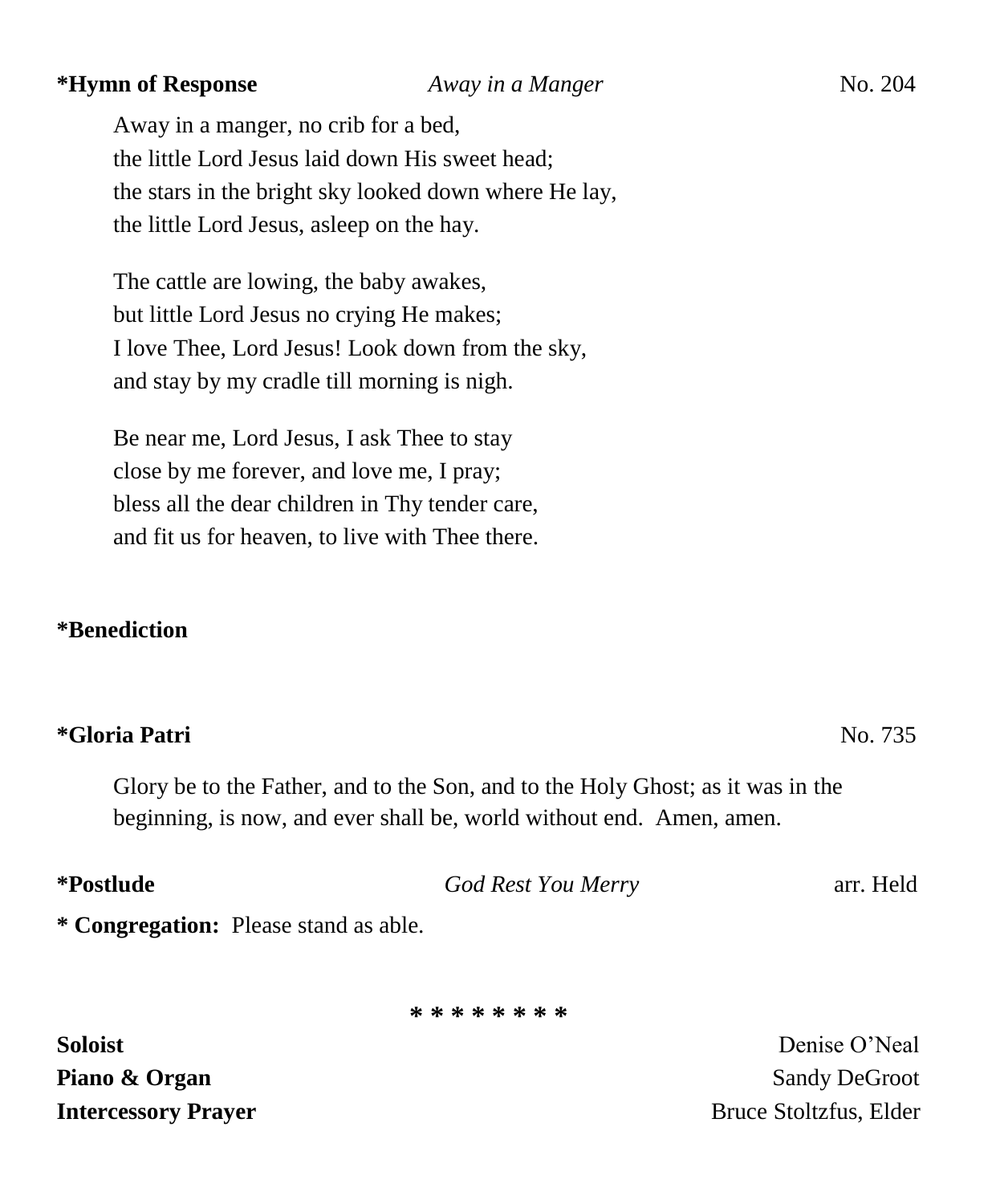**\*Hymn of Response** *Away in a Manger* No. 204

Away in a manger, no crib for a bed,
the little Lord Jesus laid down His sweet head;
the stars in the bright sky looked down where He lay,
the little Lord Jesus, asleep on the hay.

The cattle are lowing, the baby awakes,
but little Lord Jesus no crying He makes;
I love Thee, Lord Jesus! Look down from the sky,
and stay by my cradle till morning is nigh.

Be near me, Lord Jesus, I ask Thee to stay
close by me forever, and love me, I pray;
bless all the dear children in Thy tender care,
and fit us for heaven, to live with Thee there.

**\*Benediction**

**\*Gloria Patri** No. 735

Glory be to the Father, and to the Son, and to the Holy Ghost; as it was in the beginning, is now, and ever shall be, world without end. Amen, amen.

**\*Postlude** *God Rest You Merry* arr. Held

**\* Congregation:** Please stand as able.

\* \* \* \* \* \* \* \*

**Soloist** Denise O'Neal
**Piano & Organ** Sandy DeGroot
**Intercessory Prayer** Bruce Stoltzfus, Elder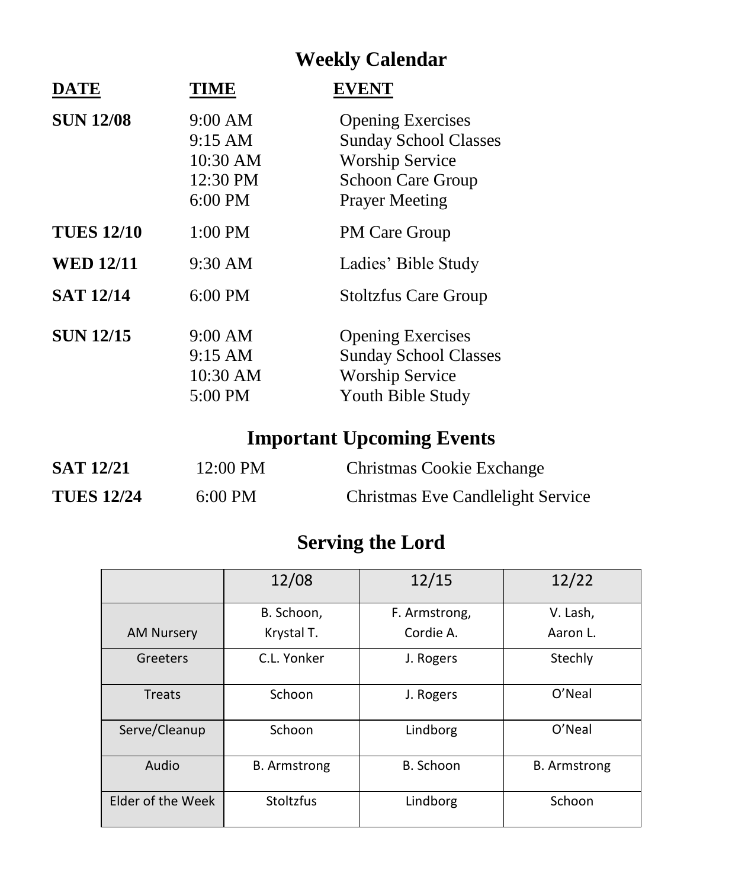## Weekly Calendar

| DATE | TIME | EVENT |
|---|---|---|
| **SUN 12/08** | 9:00 AM | Opening Exercises |
| | 9:15 AM | Sunday School Classes |
| | 10:30 AM | Worship Service |
| | 12:30 PM | Schoon Care Group |
| | 6:00 PM | Prayer Meeting |
| **TUES 12/10** | 1:00 PM | PM Care Group |
| **WED 12/11** | 9:30 AM | Ladies' Bible Study |
| **SAT 12/14** | 6:00 PM | Stoltzfus Care Group |
| **SUN 12/15** | 9:00 AM | Opening Exercises |
| | 9:15 AM | Sunday School Classes |
| | 10:30 AM | Worship Service |
| | 5:00 PM | Youth Bible Study |

## Important Upcoming Events

| | | |
|---|---|---|
| **SAT 12/21** | 12:00 PM | Christmas Cookie Exchange |
| **TUES 12/24** | 6:00 PM | Christmas Eve Candlelight Service |

## Serving the Lord

| | 12/08 | 12/15 | 12/22 |
|---|---|---|---|
| AM Nursery | B. Schoon, Krystal T. | F. Armstrong, Cordie A. | V. Lash, Aaron L. |
| Greeters | C.L. Yonker | J. Rogers | Stechly |
| Treats | Schoon | J. Rogers | O'Neal |
| Serve/Cleanup | Schoon | Lindborg | O'Neal |
| Audio | B. Armstrong | B. Schoon | B. Armstrong |
| Elder of the Week | Stoltzfus | Lindborg | Schoon |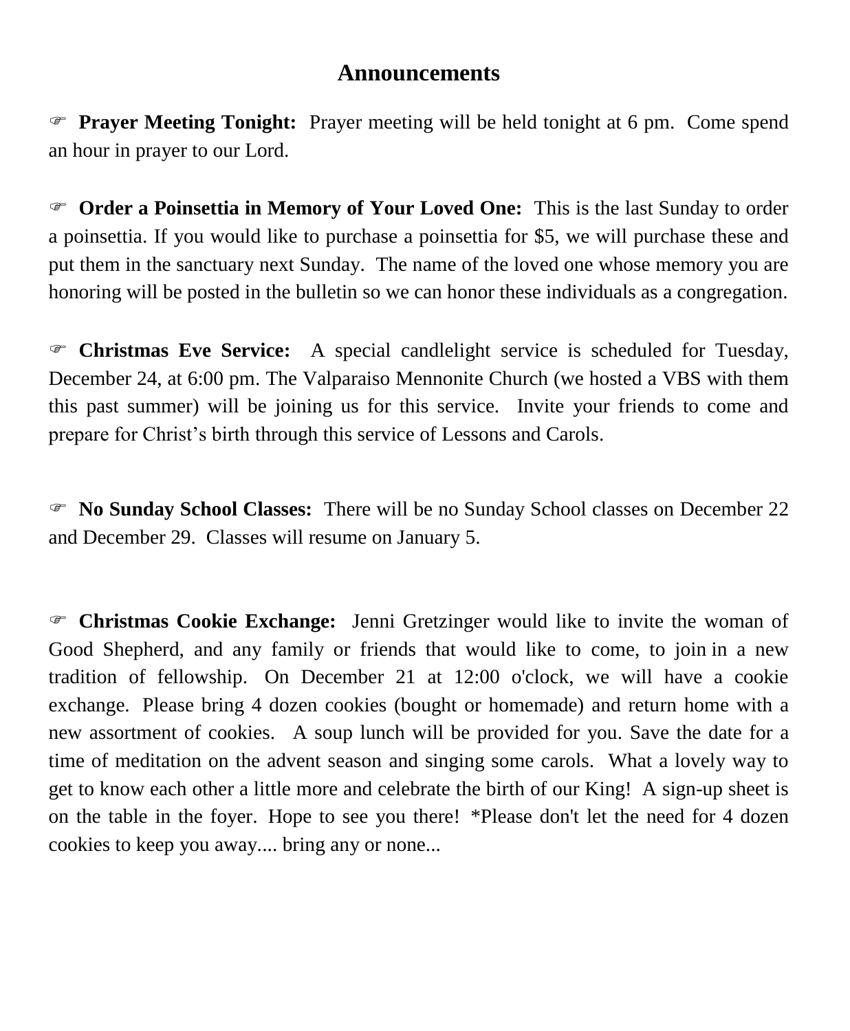# Announcements

☞ **Prayer Meeting Tonight:** Prayer meeting will be held tonight at 6 pm. Come spend an hour in prayer to our Lord.

☞ **Order a Poinsettia in Memory of Your Loved One:** This is the last Sunday to order a poinsettia. If you would like to purchase a poinsettia for $5, we will purchase these and put them in the sanctuary next Sunday. The name of the loved one whose memory you are honoring will be posted in the bulletin so we can honor these individuals as a congregation.

☞ **Christmas Eve Service:** A special candlelight service is scheduled for Tuesday, December 24, at 6:00 pm. The Valparaiso Mennonite Church (we hosted a VBS with them this past summer) will be joining us for this service. Invite your friends to come and prepare for Christ's birth through this service of Lessons and Carols.

☞ **No Sunday School Classes:** There will be no Sunday School classes on December 22 and December 29. Classes will resume on January 5.

☞ **Christmas Cookie Exchange:** Jenni Gretzinger would like to invite the woman of Good Shepherd, and any family or friends that would like to come, to join in a new tradition of fellowship. On December 21 at 12:00 o'clock, we will have a cookie exchange. Please bring 4 dozen cookies (bought or homemade) and return home with a new assortment of cookies. A soup lunch will be provided for you. Save the date for a time of meditation on the advent season and singing some carols. What a lovely way to get to know each other a little more and celebrate the birth of our King! A sign-up sheet is on the table in the foyer. Hope to see you there! *Please don't let the need for 4 dozen cookies to keep you away.... bring any or none...